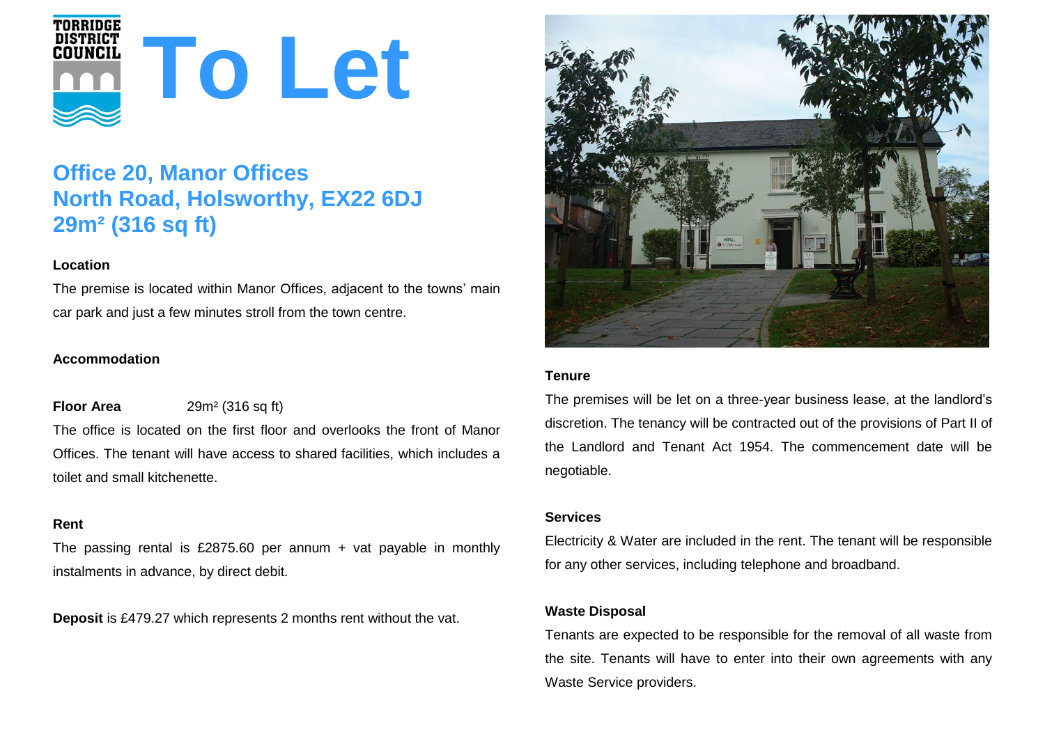TORRIDGE DISTRICT COUNCIL

# To Let

## Office 20, Manor Offices
## North Road, Holsworthy, EX22 6DJ
## 29m² (316 sq ft)

**Location**

The premise is located within Manor Offices, adjacent to the towns' main car park and just a few minutes stroll from the town centre.

**Accommodation**

**Floor Area** 29m² (316 sq ft)

The office is located on the first floor and overlooks the front of Manor Offices. The tenant will have access to shared facilities, which includes a toilet and small kitchenette.

**Rent**

The passing rental is £2875.60 per annum + vat payable in monthly instalments in advance, by direct debit.

**Deposit** is £479.27 which represents 2 months rent without the vat.

**Tenure**

The premises will be let on a three-year business lease, at the landlord's discretion. The tenancy will be contracted out of the provisions of Part II of the Landlord and Tenant Act 1954. The commencement date will be negotiable.

**Services**

Electricity & Water are included in the rent. The tenant will be responsible for any other services, including telephone and broadband.

**Waste Disposal**

Tenants are expected to be responsible for the removal of all waste from the site. Tenants will have to enter into their own agreements with any Waste Service providers.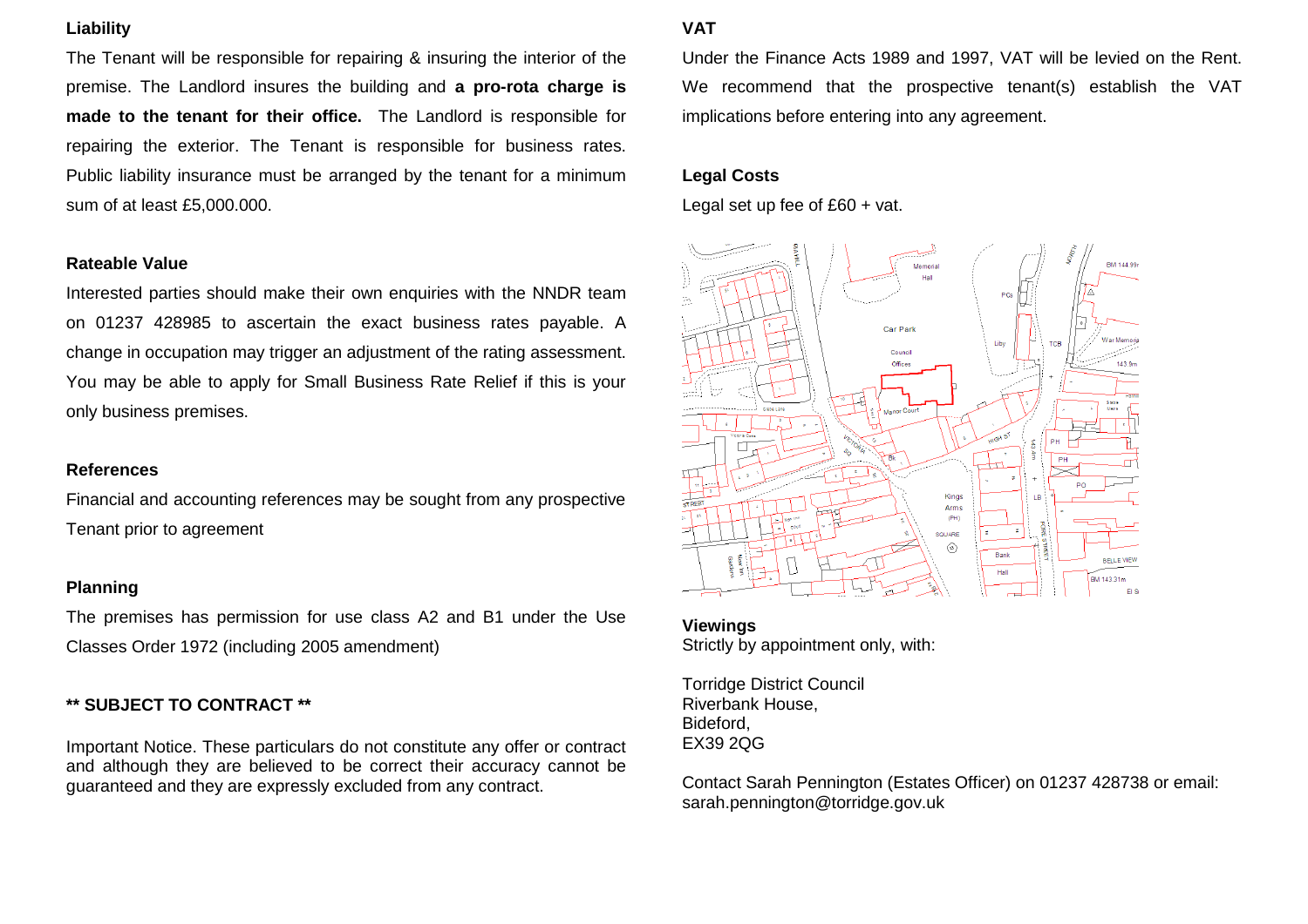## Liability

The Tenant will be responsible for repairing & insuring the interior of the premise. The Landlord insures the building and **a pro-rota charge is made to the tenant for their office.** The Landlord is responsible for repairing the exterior. The Tenant is responsible for business rates. Public liability insurance must be arranged by the tenant for a minimum sum of at least £5,000.000.

## Rateable Value

Interested parties should make their own enquiries with the NNDR team on 01237 428985 to ascertain the exact business rates payable. A change in occupation may trigger an adjustment of the rating assessment. You may be able to apply for Small Business Rate Relief if this is your only business premises.

## References

Financial and accounting references may be sought from any prospective Tenant prior to agreement

## Planning

The premises has permission for use class A2 and B1 under the Use Classes Order 1972 (including 2005 amendment)

**\*\* SUBJECT TO CONTRACT \*\***

Important Notice. These particulars do not constitute any offer or contract and although they are believed to be correct their accuracy cannot be guaranteed and they are expressly excluded from any contract.

## VAT

Under the Finance Acts 1989 and 1997, VAT will be levied on the Rent. We recommend that the prospective tenant(s) establish the VAT implications before entering into any agreement.

## Legal Costs

Legal set up fee of £60 + vat.

Memorial Hall
Car Park
Council Offices
Manor Court
Liby
PCs
TCB
War Memorial
BM 144.99m
143.9m
HIGH ST
VICTORIA RD
Kings Arms (PH)
SQUARE
Bank
Hall
PH
PO
LB
FORE STREET
BELLE VIEW
BM 143.31m

## Viewings

Strictly by appointment only, with:

Torridge District Council
Riverbank House,
Bideford,
EX39 2QG

Contact Sarah Pennington (Estates Officer) on 01237 428738 or email: sarah.pennington@torridge.gov.uk